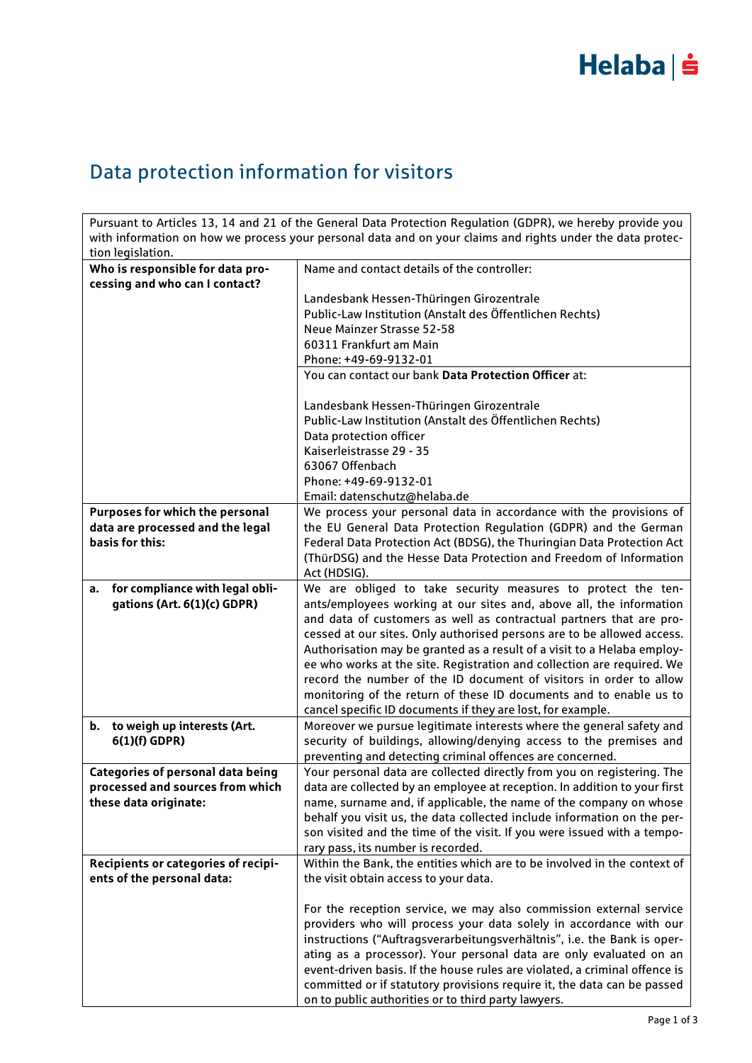# Data protection information for visitors

| Pursuant to Articles 13, 14 and 21 of the General Data Protection Regulation (GDPR), we hereby provide you with information on how we process your personal data and on your claims and rights under the data protection legislation. | |
|---|---|
| **Who is responsible for data processing and who can I contact?** | Name and contact details of the controller:<br><br>Landesbank Hessen-Thüringen Girozentrale<br>Public-Law Institution (Anstalt des Öffentlichen Rechts)<br>Neue Mainzer Strasse 52-58<br>60311 Frankfurt am Main<br>Phone: +49-69-9132-01 |
| | You can contact our bank **Data Protection Officer** at:<br><br>Landesbank Hessen-Thüringen Girozentrale<br>Public-Law Institution (Anstalt des Öffentlichen Rechts)<br>Data protection officer<br>Kaiserleistrasse 29 - 35<br>63067 Offenbach<br>Phone: +49-69-9132-01<br>Email: datenschutz@helaba.de |
| **Purposes for which the personal data are processed and the legal basis for this:** | We process your personal data in accordance with the provisions of the EU General Data Protection Regulation (GDPR) and the German Federal Data Protection Act (BDSG), the Thuringian Data Protection Act (ThürDSG) and the Hesse Data Protection and Freedom of Information Act (HDSIG). |
| **a. for compliance with legal obligations (Art. 6(1)(c) GDPR)** | We are obliged to take security measures to protect the tenants/employees working at our sites and, above all, the information and data of customers as well as contractual partners that are processed at our sites. Only authorised persons are to be allowed access. Authorisation may be granted as a result of a visit to a Helaba employee who works at the site. Registration and collection are required. We record the number of the ID document of visitors in order to allow monitoring of the return of these ID documents and to enable us to cancel specific ID documents if they are lost, for example. |
| **b. to weigh up interests (Art. 6(1)(f) GDPR)** | Moreover we pursue legitimate interests where the general safety and security of buildings, allowing/denying access to the premises and preventing and detecting criminal offences are concerned. |
| **Categories of personal data being processed and sources from which these data originate:** | Your personal data are collected directly from you on registering. The data are collected by an employee at reception. In addition to your first name, surname and, if applicable, the name of the company on whose behalf you visit us, the data collected include information on the person visited and the time of the visit. If you were issued with a temporary pass, its number is recorded. |
| **Recipients or categories of recipients of the personal data:** | Within the Bank, the entities which are to be involved in the context of the visit obtain access to your data.<br><br>For the reception service, we may also commission external service providers who will process your data solely in accordance with our instructions ("Auftragsverarbeitungsverhältnis", i.e. the Bank is operating as a processor). Your personal data are only evaluated on an event-driven basis. If the house rules are violated, a criminal offence is committed or if statutory provisions require it, the data can be passed on to public authorities or to third party lawyers. |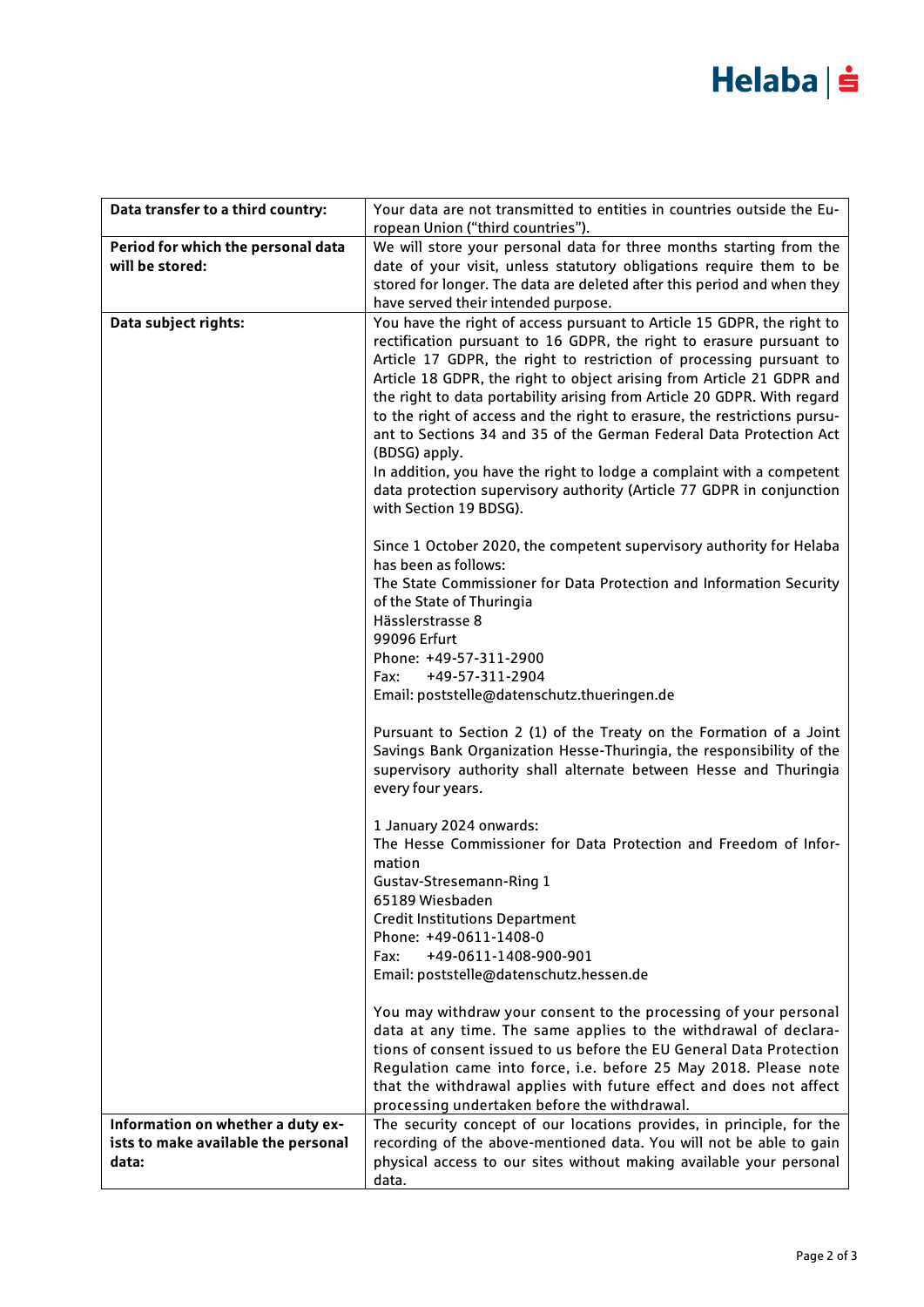| | |
|---|---|
| **Data transfer to a third country:** | Your data are not transmitted to entities in countries outside the European Union ("third countries"). |
| **Period for which the personal data will be stored:** | We will store your personal data for three months starting from the date of your visit, unless statutory obligations require them to be stored for longer. The data are deleted after this period and when they have served their intended purpose. |
| **Data subject rights:** | You have the right of access pursuant to Article 15 GDPR, the right to rectification pursuant to 16 GDPR, the right to erasure pursuant to Article 17 GDPR, the right to restriction of processing pursuant to Article 18 GDPR, the right to object arising from Article 21 GDPR and the right to data portability arising from Article 20 GDPR. With regard to the right of access and the right to erasure, the restrictions pursuant to Sections 34 and 35 of the German Federal Data Protection Act (BDSG) apply.<br>In addition, you have the right to lodge a complaint with a competent data protection supervisory authority (Article 77 GDPR in conjunction with Section 19 BDSG).<br><br>Since 1 October 2020, the competent supervisory authority for Helaba has been as follows:<br>The State Commissioner for Data Protection and Information Security of the State of Thuringia<br>Hässlerstrasse 8<br>99096 Erfurt<br>Phone: +49-57-311-2900<br>Fax: +49-57-311-2904<br>Email: poststelle@datenschutz.thueringen.de<br><br>Pursuant to Section 2 (1) of the Treaty on the Formation of a Joint Savings Bank Organization Hesse-Thuringia, the responsibility of the supervisory authority shall alternate between Hesse and Thuringia every four years.<br><br>1 January 2024 onwards:<br>The Hesse Commissioner for Data Protection and Freedom of Information<br>Gustav-Stresemann-Ring 1<br>65189 Wiesbaden<br>Credit Institutions Department<br>Phone: +49-0611-1408-0<br>Fax: +49-0611-1408-900-901<br>Email: poststelle@datenschutz.hessen.de<br><br>You may withdraw your consent to the processing of your personal data at any time. The same applies to the withdrawal of declarations of consent issued to us before the EU General Data Protection Regulation came into force, i.e. before 25 May 2018. Please note that the withdrawal applies with future effect and does not affect processing undertaken before the withdrawal. |
| **Information on whether a duty exists to make available the personal data:** | The security concept of our locations provides, in principle, for the recording of the above-mentioned data. You will not be able to gain physical access to our sites without making available your personal data. |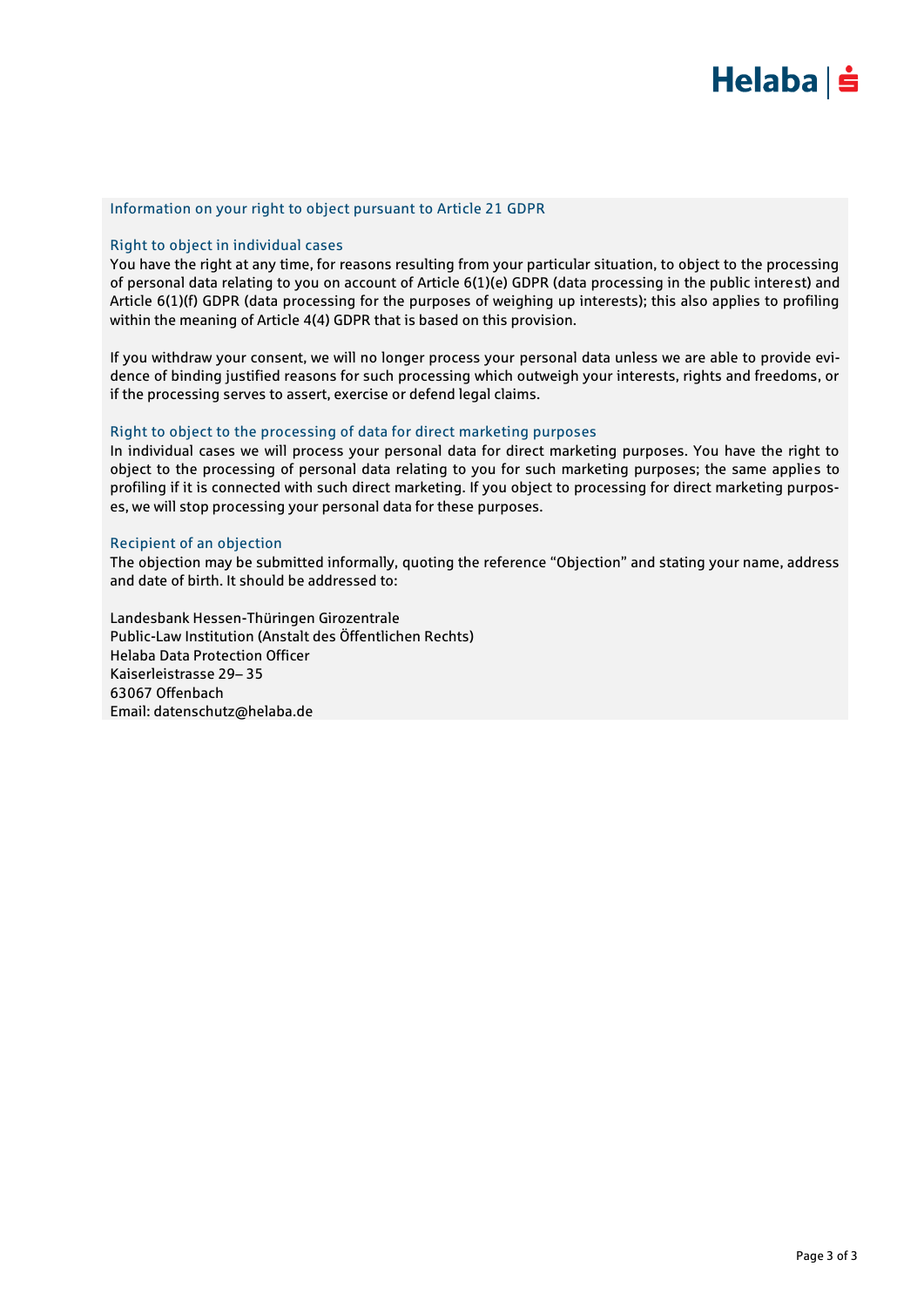## Information on your right to object pursuant to Article 21 GDPR

### Right to object in individual cases

You have the right at any time, for reasons resulting from your particular situation, to object to the processing of personal data relating to you on account of Article 6(1)(e) GDPR (data processing in the public interest) and Article 6(1)(f) GDPR (data processing for the purposes of weighing up interests); this also applies to profiling within the meaning of Article 4(4) GDPR that is based on this provision.

If you withdraw your consent, we will no longer process your personal data unless we are able to provide evidence of binding justified reasons for such processing which outweigh your interests, rights and freedoms, or if the processing serves to assert, exercise or defend legal claims.

### Right to object to the processing of data for direct marketing purposes

In individual cases we will process your personal data for direct marketing purposes. You have the right to object to the processing of personal data relating to you for such marketing purposes; the same applies to profiling if it is connected with such direct marketing. If you object to processing for direct marketing purposes, we will stop processing your personal data for these purposes.

### Recipient of an objection

The objection may be submitted informally, quoting the reference “Objection” and stating your name, address and date of birth. It should be addressed to:

Landesbank Hessen-Thüringen Girozentrale
Public-Law Institution (Anstalt des Öffentlichen Rechts)
Helaba Data Protection Officer
Kaiserleistrasse 29– 35
63067 Offenbach
Email: datenschutz@helaba.de